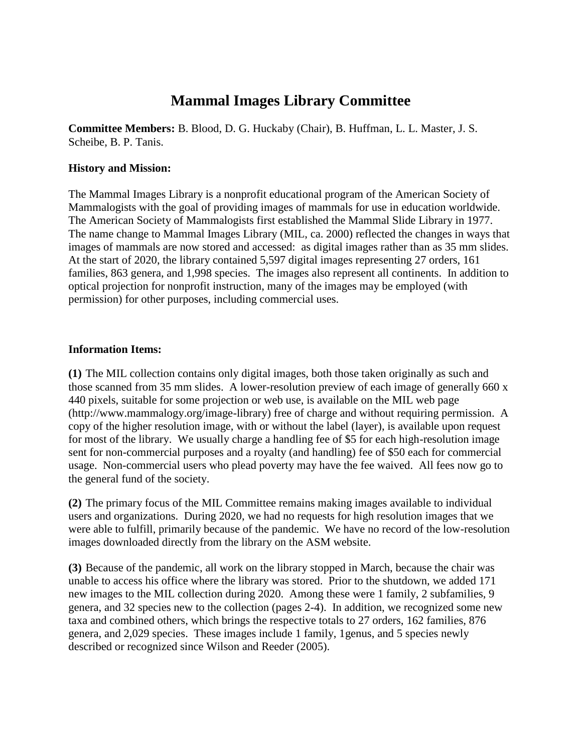# Mammal Images Library Committee

**Committee Members:** B. Blood, D. G. Huckaby (Chair), B. Huffman, L. L. Master, J. S. Scheibe, B. P. Tanis.

**History and Mission:**

The Mammal Images Library is a nonprofit educational program of the American Society of Mammalogists with the goal of providing images of mammals for use in education worldwide. The American Society of Mammalogists first established the Mammal Slide Library in 1977. The name change to Mammal Images Library (MIL, ca. 2000) reflected the changes in ways that images of mammals are now stored and accessed: as digital images rather than as 35 mm slides. At the start of 2020, the library contained 5,597 digital images representing 27 orders, 161 families, 863 genera, and 1,998 species. The images also represent all continents. In addition to optical projection for nonprofit instruction, many of the images may be employed (with permission) for other purposes, including commercial uses.

**Information Items:**

**(1)** The MIL collection contains only digital images, both those taken originally as such and those scanned from 35 mm slides. A lower-resolution preview of each image of generally 660 x 440 pixels, suitable for some projection or web use, is available on the MIL web page (http://www.mammalogy.org/image-library) free of charge and without requiring permission. A copy of the higher resolution image, with or without the label (layer), is available upon request for most of the library. We usually charge a handling fee of $5 for each high-resolution image sent for non-commercial purposes and a royalty (and handling) fee of $50 each for commercial usage. Non-commercial users who plead poverty may have the fee waived. All fees now go to the general fund of the society.

**(2)** The primary focus of the MIL Committee remains making images available to individual users and organizations. During 2020, we had no requests for high resolution images that we were able to fulfill, primarily because of the pandemic. We have no record of the low-resolution images downloaded directly from the library on the ASM website.

**(3)** Because of the pandemic, all work on the library stopped in March, because the chair was unable to access his office where the library was stored. Prior to the shutdown, we added 171 new images to the MIL collection during 2020. Among these were 1 family, 2 subfamilies, 9 genera, and 32 species new to the collection (pages 2-4). In addition, we recognized some new taxa and combined others, which brings the respective totals to 27 orders, 162 families, 876 genera, and 2,029 species. These images include 1 family, 1genus, and 5 species newly described or recognized since Wilson and Reeder (2005).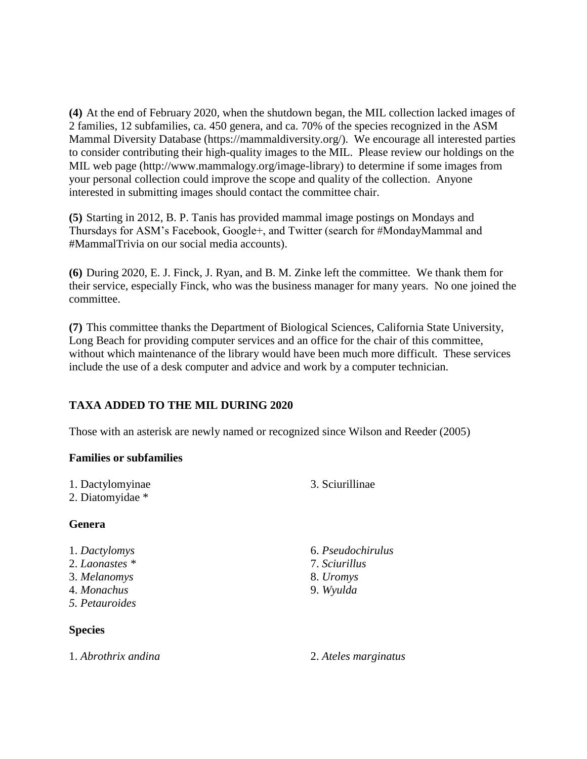**(4)** At the end of February 2020, when the shutdown began, the MIL collection lacked images of 2 families, 12 subfamilies, ca. 450 genera, and ca. 70% of the species recognized in the ASM Mammal Diversity Database (https://mammaldiversity.org/). We encourage all interested parties to consider contributing their high-quality images to the MIL. Please review our holdings on the MIL web page (http://www.mammalogy.org/image-library) to determine if some images from your personal collection could improve the scope and quality of the collection. Anyone interested in submitting images should contact the committee chair.

**(5)** Starting in 2012, B. P. Tanis has provided mammal image postings on Mondays and Thursdays for ASM's Facebook, Google+, and Twitter (search for #MondayMammal and #MammalTrivia on our social media accounts).

**(6)** During 2020, E. J. Finck, J. Ryan, and B. M. Zinke left the committee. We thank them for their service, especially Finck, who was the business manager for many years. No one joined the committee.

**(7)** This committee thanks the Department of Biological Sciences, California State University, Long Beach for providing computer services and an office for the chair of this committee, without which maintenance of the library would have been much more difficult. These services include the use of a desk computer and advice and work by a computer technician.

## TAXA ADDED TO THE MIL DURING 2020

Those with an asterisk are newly named or recognized since Wilson and Reeder (2005)

### Families or subfamilies

1. Dactylomyinae
2. Diatomyidae *
3. Sciurillinae

### Genera

1. *Dactylomys*
2. *Laonastes* *
3. *Melanomys*
4. *Monachus*
5. *Petauroides*
6. *Pseudochirulus*
7. *Sciurillus*
8. *Uromys*
9. *Wyulda*

### Species

1. *Abrothrix andina*
2. *Ateles marginatus*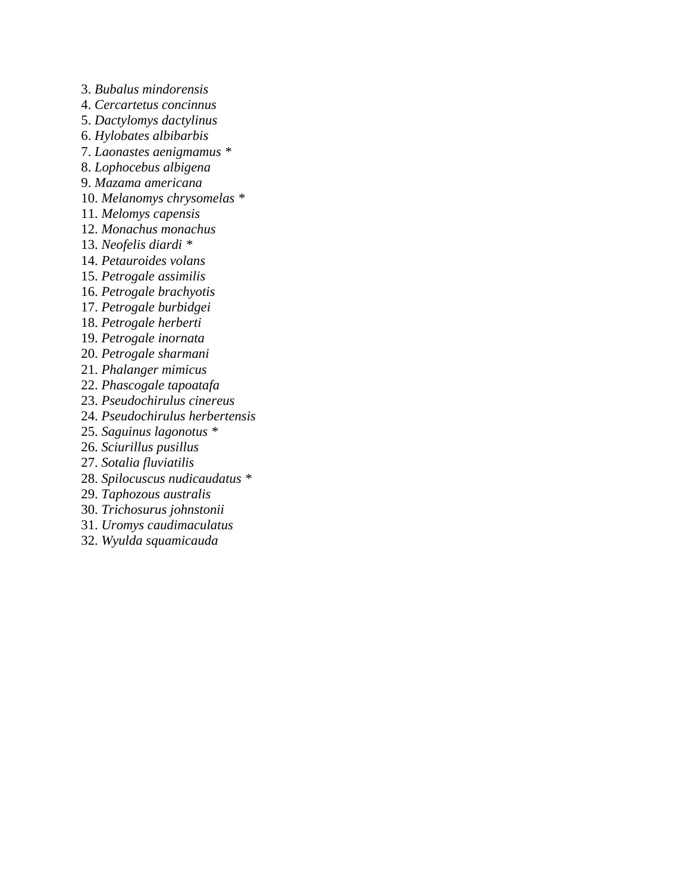3. *Bubalus mindorensis*
4. *Cercartetus concinnus*
5. *Dactylomys dactylinus*
6. *Hylobates albibarbis*
7. *Laonastes aenigmamus* *
8. *Lophocebus albigena*
9. *Mazama americana*
10. *Melanomys chrysomelas* *
11. *Melomys capensis*
12. *Monachus monachus*
13. *Neofelis diardi* *
14. *Petauroides volans*
15. *Petrogale assimilis*
16. *Petrogale brachyotis*
17. *Petrogale burbidgei*
18. *Petrogale herberti*
19. *Petrogale inornata*
20. *Petrogale sharmani*
21. *Phalanger mimicus*
22. *Phascogale tapoatafa*
23. *Pseudochirulus cinereus*
24. *Pseudochirulus herbertensis*
25. *Saguinus lagonotus* *
26. *Sciurillus pusillus*
27. *Sotalia fluviatilis*
28. *Spilocuscus nudicaudatus* *
29. *Taphozous australis*
30. *Trichosurus johnstonii*
31. *Uromys caudimaculatus*
32. *Wyulda squamicauda*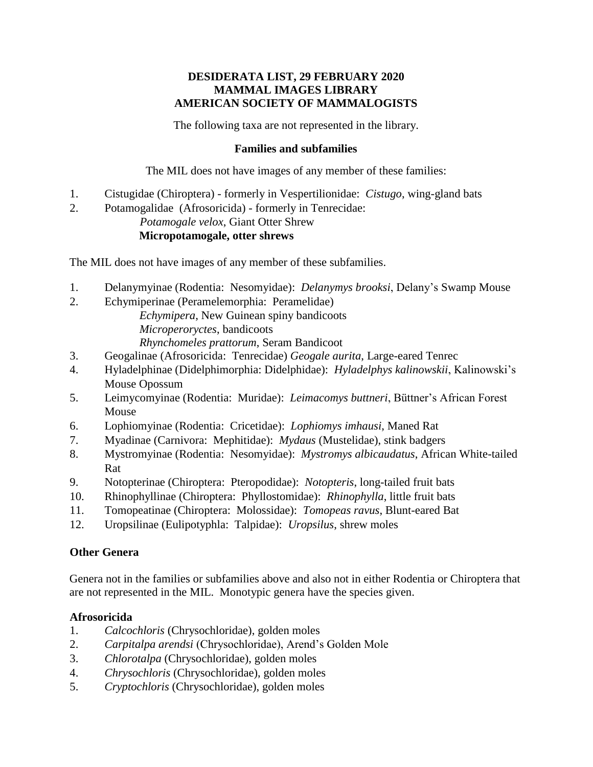**DESIDERATA LIST, 29 FEBRUARY 2020**
**MAMMAL IMAGES LIBRARY**
**AMERICAN SOCIETY OF MAMMALOGISTS**

The following taxa are not represented in the library.

**Families and subfamilies**

The MIL does not have images of any member of these families:

1. Cistugidae (Chiroptera) - formerly in Vespertilionidae: *Cistugo*, wing-gland bats
2. Potamogalidae (Afrosoricida) - formerly in Tenrecidae:
   *Potamogale velox*, Giant Otter Shrew
   **Micropotamogale, otter shrews**

The MIL does not have images of any member of these subfamilies.

1. Delanymyinae (Rodentia: Nesomyidae): *Delanymys brooksi*, Delany's Swamp Mouse
2. Echymiperinae (Peramelemorphia: Peramelidae)
   *Echymipera*, New Guinean spiny bandicoots
   *Microperoryctes*, bandicoots
   *Rhynchomeles prattorum*, Seram Bandicoot
3. Geogalinae (Afrosoricida: Tenrecidae) *Geogale aurita*, Large-eared Tenrec
4. Hyladelphinae (Didelphimorphia: Didelphidae): *Hyladelphys kalinowskii*, Kalinowski's Mouse Opossum
5. Leimycomyinae (Rodentia: Muridae): *Leimacomys buttneri*, Büttner's African Forest Mouse
6. Lophiomyinae (Rodentia: Cricetidae): *Lophiomys imhausi*, Maned Rat
7. Myadinae (Carnivora: Mephitidae): *Mydaus* (Mustelidae), stink badgers
8. Mystromyinae (Rodentia: Nesomyidae): *Mystromys albicaudatus*, African White-tailed Rat
9. Notopterinae (Chiroptera: Pteropodidae): *Notopteris*, long-tailed fruit bats
10. Rhinophyllinae (Chiroptera: Phyllostomidae): *Rhinophylla*, little fruit bats
11. Tomopeatinae (Chiroptera: Molossidae): *Tomopeas ravus*, Blunt-eared Bat
12. Uropsilinae (Eulipotyphla: Talpidae): *Uropsilus*, shrew moles

**Other Genera**

Genera not in the families or subfamilies above and also not in either Rodentia or Chiroptera that are not represented in the MIL. Monotypic genera have the species given.

**Afrosoricida**

1. *Calcochloris* (Chrysochloridae), golden moles
2. *Carpitalpa arendsi* (Chrysochloridae), Arend's Golden Mole
3. *Chlorotalpa* (Chrysochloridae), golden moles
4. *Chrysochloris* (Chrysochloridae), golden moles
5. *Cryptochloris* (Chrysochloridae), golden moles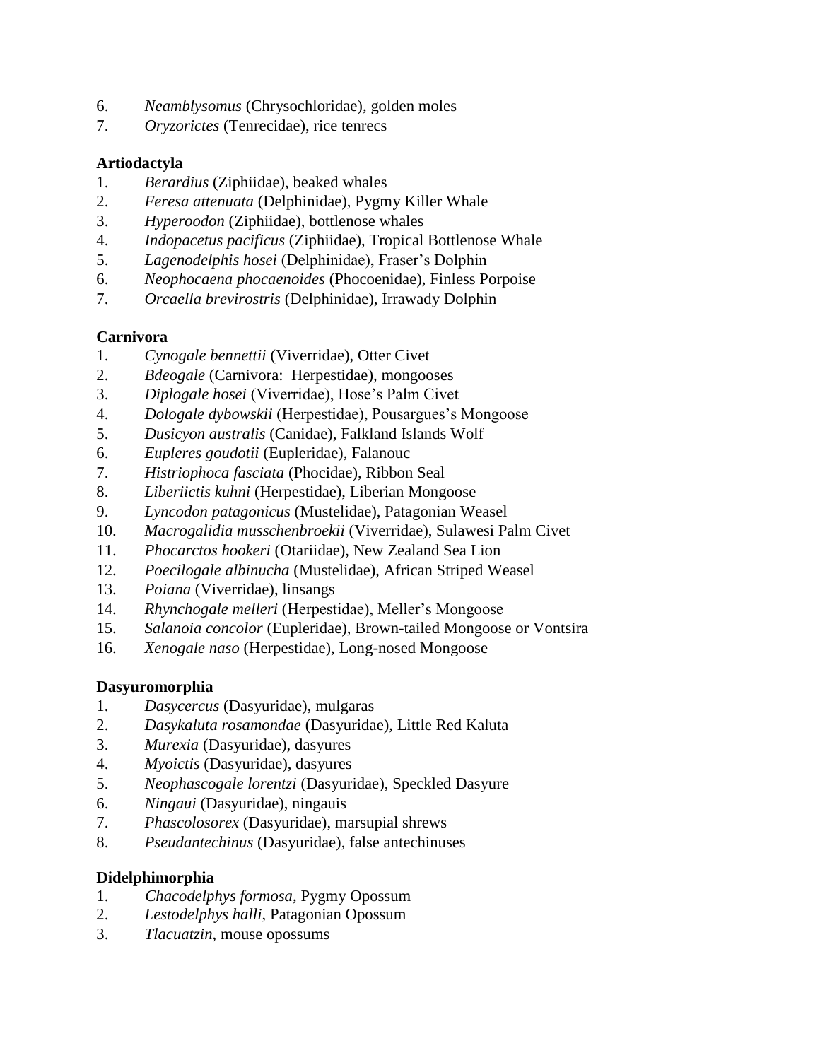6. *Neamblysomus* (Chrysochloridae), golden moles
7. *Oryzorictes* (Tenrecidae), rice tenrecs

**Artiodactyla**

1. *Berardius* (Ziphiidae), beaked whales
2. *Feresa attenuata* (Delphinidae), Pygmy Killer Whale
3. *Hyperoodon* (Ziphiidae), bottlenose whales
4. *Indopacetus pacificus* (Ziphiidae), Tropical Bottlenose Whale
5. *Lagenodelphis hosei* (Delphinidae), Fraser's Dolphin
6. *Neophocaena phocaenoides* (Phocoenidae), Finless Porpoise
7. *Orcaella brevirostris* (Delphinidae), Irrawady Dolphin

**Carnivora**

1. *Cynogale bennettii* (Viverridae), Otter Civet
2. *Bdeogale* (Carnivora: Herpestidae), mongooses
3. *Diplogale hosei* (Viverridae), Hose's Palm Civet
4. *Dologale dybowskii* (Herpestidae), Pousargues's Mongoose
5. *Dusicyon australis* (Canidae), Falkland Islands Wolf
6. *Eupleres goudotii* (Eupleridae), Falanouc
7. *Histriophoca fasciata* (Phocidae), Ribbon Seal
8. *Liberiictis kuhni* (Herpestidae), Liberian Mongoose
9. *Lyncodon patagonicus* (Mustelidae), Patagonian Weasel
10. *Macrogalidia musschenbroekii* (Viverridae), Sulawesi Palm Civet
11. *Phocarctos hookeri* (Otariidae), New Zealand Sea Lion
12. *Poecilogale albinucha* (Mustelidae), African Striped Weasel
13. *Poiana* (Viverridae), linsangs
14. *Rhynchogale melleri* (Herpestidae), Meller's Mongoose
15. *Salanoia concolor* (Eupleridae), Brown-tailed Mongoose or Vontsira
16. *Xenogale naso* (Herpestidae), Long-nosed Mongoose

**Dasyuromorphia**

1. *Dasycercus* (Dasyuridae), mulgaras
2. *Dasykaluta rosamondae* (Dasyuridae), Little Red Kaluta
3. *Murexia* (Dasyuridae), dasyures
4. *Myoictis* (Dasyuridae), dasyures
5. *Neophascogale lorentzi* (Dasyuridae), Speckled Dasyure
6. *Ningaui* (Dasyuridae), ningauis
7. *Phascolosorex* (Dasyuridae), marsupial shrews
8. *Pseudantechinus* (Dasyuridae), false antechinuses

**Didelphimorphia**

1. *Chacodelphys formosa*, Pygmy Opossum
2. *Lestodelphys halli*, Patagonian Opossum
3. *Tlacuatzin*, mouse opossums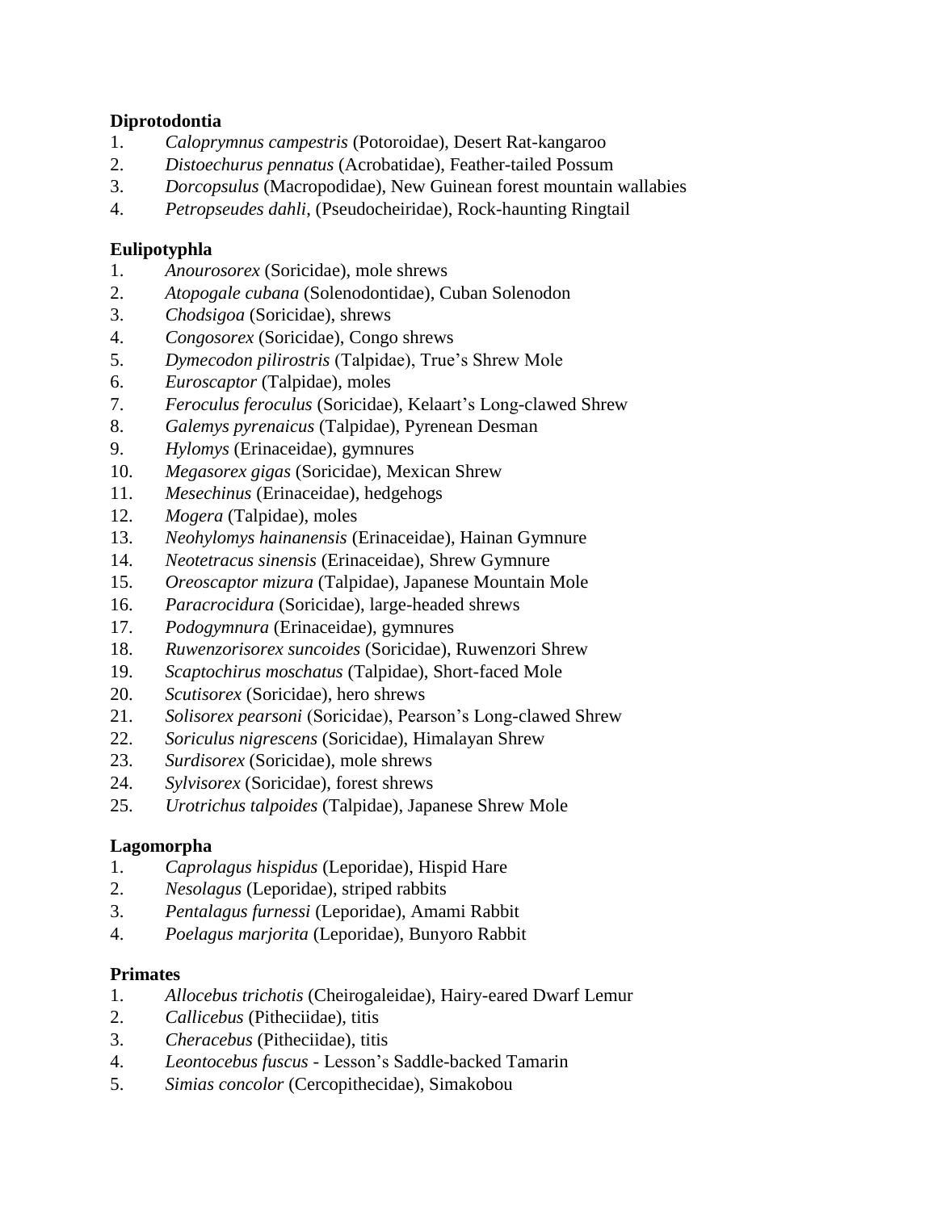**Diprotodontia**

1. *Caloprymnus campestris* (Potoroidae), Desert Rat-kangaroo
2. *Distoechurus pennatus* (Acrobatidae), Feather-tailed Possum
3. *Dorcopsulus* (Macropodidae), New Guinean forest mountain wallabies
4. *Petropseudes dahli*, (Pseudocheiridae), Rock-haunting Ringtail

**Eulipotyphla**

1. *Anourosorex* (Soricidae), mole shrews
2. *Atopogale cubana* (Solenodontidae), Cuban Solenodon
3. *Chodsigoa* (Soricidae), shrews
4. *Congosorex* (Soricidae), Congo shrews
5. *Dymecodon pilirostris* (Talpidae), True's Shrew Mole
6. *Euroscaptor* (Talpidae), moles
7. *Feroculus feroculus* (Soricidae), Kelaart's Long-clawed Shrew
8. *Galemys pyrenaicus* (Talpidae), Pyrenean Desman
9. *Hylomys* (Erinaceidae), gymnures
10. *Megasorex gigas* (Soricidae), Mexican Shrew
11. *Mesechinus* (Erinaceidae), hedgehogs
12. *Mogera* (Talpidae), moles
13. *Neohylomys hainanensis* (Erinaceidae), Hainan Gymnure
14. *Neotetracus sinensis* (Erinaceidae), Shrew Gymnure
15. *Oreoscaptor mizura* (Talpidae), Japanese Mountain Mole
16. *Paracrocidura* (Soricidae), large-headed shrews
17. *Podogymnura* (Erinaceidae), gymnures
18. *Ruwenzorisorex suncoides* (Soricidae), Ruwenzori Shrew
19. *Scaptochirus moschatus* (Talpidae), Short-faced Mole
20. *Scutisorex* (Soricidae), hero shrews
21. *Solisorex pearsoni* (Soricidae), Pearson's Long-clawed Shrew
22. *Soriculus nigrescens* (Soricidae), Himalayan Shrew
23. *Surdisorex* (Soricidae), mole shrews
24. *Sylvisorex* (Soricidae), forest shrews
25. *Urotrichus talpoides* (Talpidae), Japanese Shrew Mole

**Lagomorpha**

1. *Caprolagus hispidus* (Leporidae), Hispid Hare
2. *Nesolagus* (Leporidae), striped rabbits
3. *Pentalagus furnessi* (Leporidae), Amami Rabbit
4. *Poelagus marjorita* (Leporidae), Bunyoro Rabbit

**Primates**

1. *Allocebus trichotis* (Cheirogaleidae), Hairy-eared Dwarf Lemur
2. *Callicebus* (Pitheciidae), titis
3. *Cheracebus* (Pitheciidae), titis
4. *Leontocebus fuscus* - Lesson's Saddle-backed Tamarin
5. *Simias concolor* (Cercopithecidae), Simakobou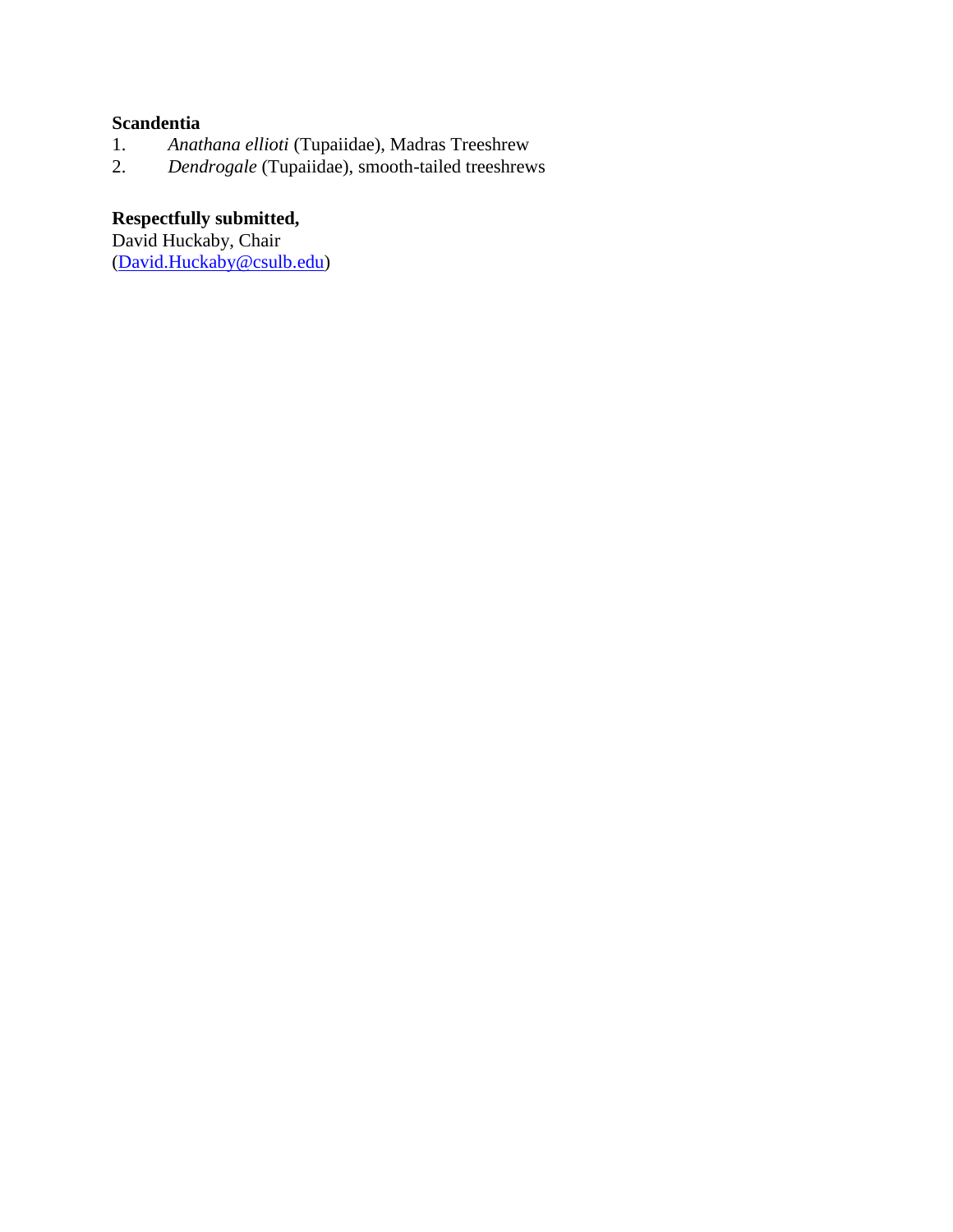**Scandentia**

1. *Anathana ellioti* (Tupaiidae), Madras Treeshrew
2. *Dendrogale* (Tupaiidae), smooth-tailed treeshrews

**Respectfully submitted,**

David Huckaby, Chair
(David.Huckaby@csulb.edu)